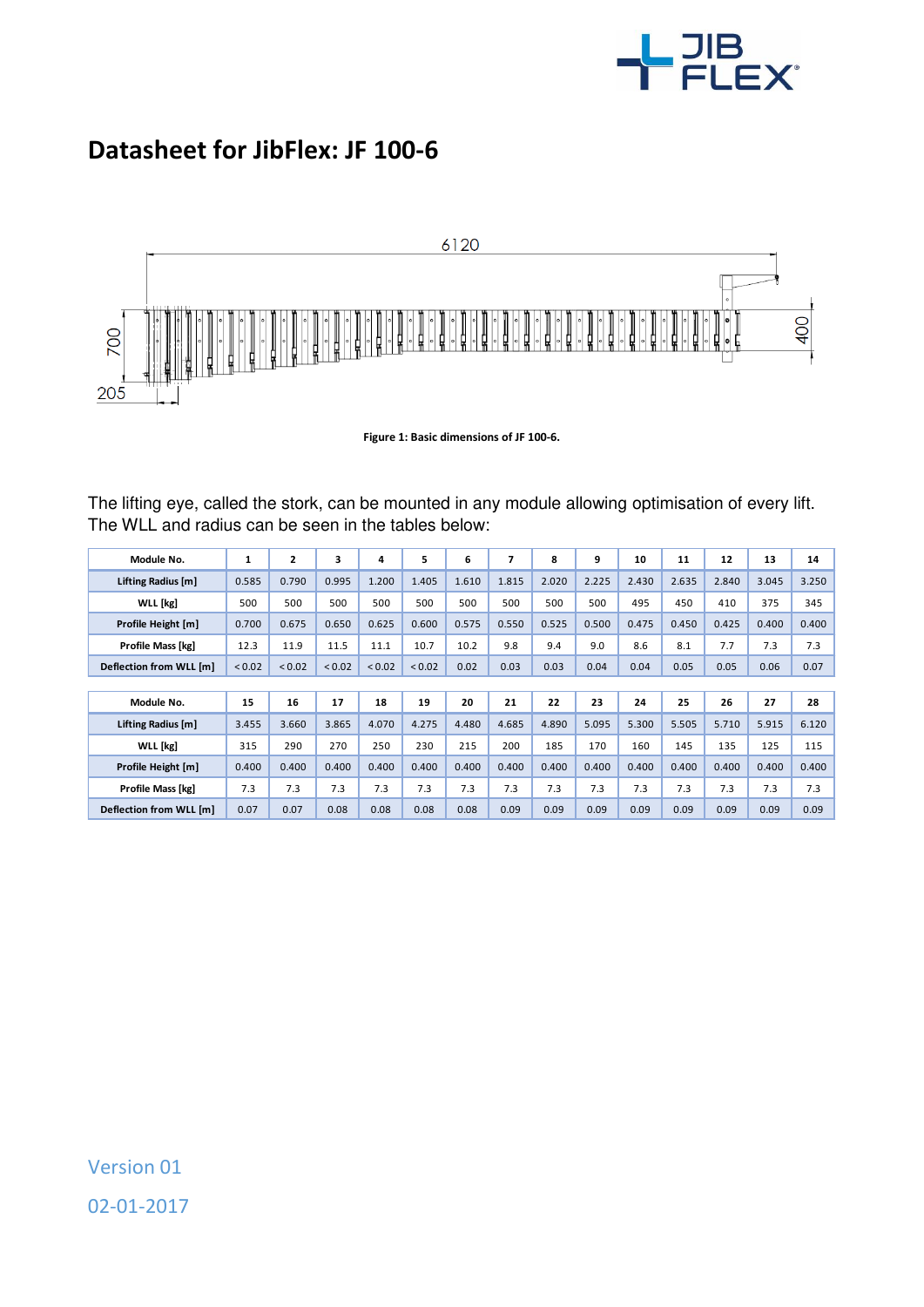# Datasheet for JibFlex: JF 100-6

**Figure 1: Basic dimensions of JF 100-6.**

The lifting eye, called the stork, can be mounted in any module allowing optimisation of every lift. The WLL and radius can be seen in the tables below:

| Module No. | 1 | 2 | 3 | 4 | 5 | 6 | 7 | 8 | 9 | 10 | 11 | 12 | 13 | 14 |
|---|---|---|---|---|---|---|---|---|---|---|---|---|---|---|
| Lifting Radius [m] | 0.585 | 0.790 | 0.995 | 1.200 | 1.405 | 1.610 | 1.815 | 2.020 | 2.225 | 2.430 | 2.635 | 2.840 | 3.045 | 3.250 |
| WLL [kg] | 500 | 500 | 500 | 500 | 500 | 500 | 500 | 500 | 500 | 495 | 450 | 410 | 375 | 345 |
| Profile Height [m] | 0.700 | 0.675 | 0.650 | 0.625 | 0.600 | 0.575 | 0.550 | 0.525 | 0.500 | 0.475 | 0.450 | 0.425 | 0.400 | 0.400 |
| Profile Mass [kg] | 12.3 | 11.9 | 11.5 | 11.1 | 10.7 | 10.2 | 9.8 | 9.4 | 9.0 | 8.6 | 8.1 | 7.7 | 7.3 | 7.3 |
| Deflection from WLL [m] | < 0.02 | < 0.02 | < 0.02 | < 0.02 | < 0.02 | 0.02 | 0.03 | 0.03 | 0.04 | 0.04 | 0.05 | 0.05 | 0.06 | 0.07 |

| Module No. | 15 | 16 | 17 | 18 | 19 | 20 | 21 | 22 | 23 | 24 | 25 | 26 | 27 | 28 |
|---|---|---|---|---|---|---|---|---|---|---|---|---|---|---|
| Lifting Radius [m] | 3.455 | 3.660 | 3.865 | 4.070 | 4.275 | 4.480 | 4.685 | 4.890 | 5.095 | 5.300 | 5.505 | 5.710 | 5.915 | 6.120 |
| WLL [kg] | 315 | 290 | 270 | 250 | 230 | 215 | 200 | 185 | 170 | 160 | 145 | 135 | 125 | 115 |
| Profile Height [m] | 0.400 | 0.400 | 0.400 | 0.400 | 0.400 | 0.400 | 0.400 | 0.400 | 0.400 | 0.400 | 0.400 | 0.400 | 0.400 | 0.400 |
| Profile Mass [kg] | 7.3 | 7.3 | 7.3 | 7.3 | 7.3 | 7.3 | 7.3 | 7.3 | 7.3 | 7.3 | 7.3 | 7.3 | 7.3 | 7.3 |
| Deflection from WLL [m] | 0.07 | 0.07 | 0.08 | 0.08 | 0.08 | 0.08 | 0.09 | 0.09 | 0.09 | 0.09 | 0.09 | 0.09 | 0.09 | 0.09 |

Version 01

02-01-2017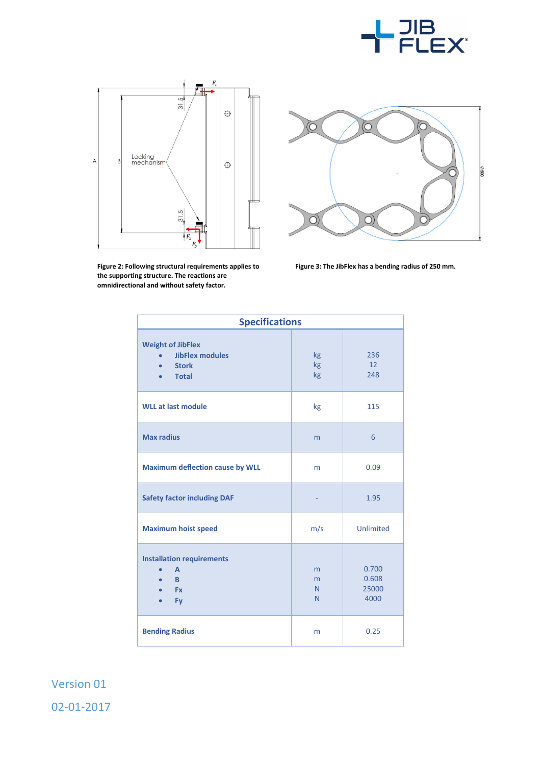Figure 2: Following structural requirements applies to the supporting structure. The reactions are omnidirectional and without safety factor.

Figure 3: The JibFlex has a bending radius of 250 mm.

| Specifications | | |
|---|---|---|
| **Weight of JibFlex**<br>• JibFlex modules<br>• Stork<br>• Total | <br>kg<br>kg<br>kg | <br>236<br>12<br>248 |
| **WLL at last module** | kg | 115 |
| **Max radius** | m | 6 |
| **Maximum deflection cause by WLL** | m | 0.09 |
| **Safety factor including DAF** | - | 1.95 |
| **Maximum hoist speed** | m/s | Unlimited |
| **Installation requirements**<br>• A<br>• B<br>• Fx<br>• Fy | <br>m<br>m<br>N<br>N | <br>0.700<br>0.608<br>25000<br>4000 |
| **Bending Radius** | m | 0.25 |

Version 01

02-01-2017